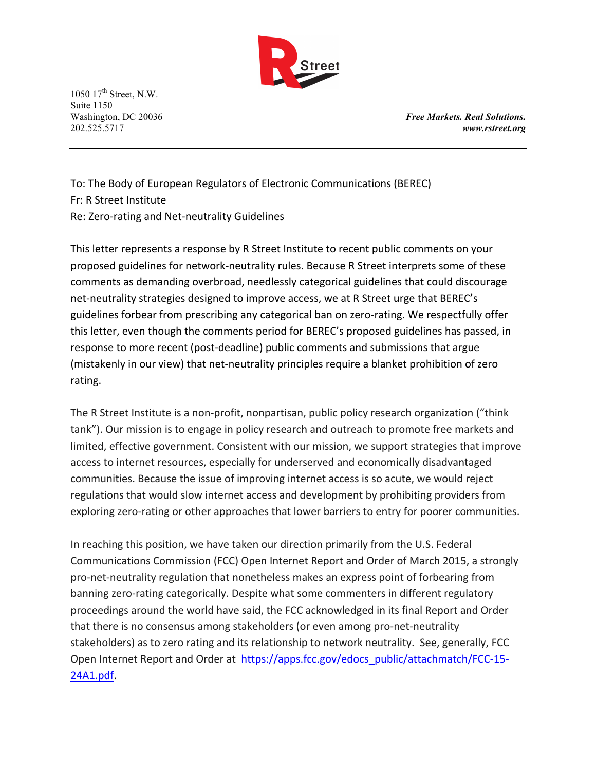1050 17th Street, N.W.
Suite 1150
Washington, DC 20036
202.525.5717

***Free Markets. Real Solutions.***
***www.rstreet.org***

---

To: The Body of European Regulators of Electronic Communications (BEREC)
Fr: R Street Institute
Re: Zero-rating and Net-neutrality Guidelines

This letter represents a response by R Street Institute to recent public comments on your proposed guidelines for network-neutrality rules. Because R Street interprets some of these comments as demanding overbroad, needlessly categorical guidelines that could discourage net-neutrality strategies designed to improve access, we at R Street urge that BEREC's guidelines forbear from prescribing any categorical ban on zero-rating. We respectfully offer this letter, even though the comments period for BEREC's proposed guidelines has passed, in response to more recent (post-deadline) public comments and submissions that argue (mistakenly in our view) that net-neutrality principles require a blanket prohibition of zero rating.

The R Street Institute is a non-profit, nonpartisan, public policy research organization ("think tank"). Our mission is to engage in policy research and outreach to promote free markets and limited, effective government. Consistent with our mission, we support strategies that improve access to internet resources, especially for underserved and economically disadvantaged communities. Because the issue of improving internet access is so acute, we would reject regulations that would slow internet access and development by prohibiting providers from exploring zero-rating or other approaches that lower barriers to entry for poorer communities.

In reaching this position, we have taken our direction primarily from the U.S. Federal Communications Commission (FCC) Open Internet Report and Order of March 2015, a strongly pro-net-neutrality regulation that nonetheless makes an express point of forbearing from banning zero-rating categorically. Despite what some commenters in different regulatory proceedings around the world have said, the FCC acknowledged in its final Report and Order that there is no consensus among stakeholders (or even among pro-net-neutrality stakeholders) as to zero rating and its relationship to network neutrality. See, generally, FCC Open Internet Report and Order at https://apps.fcc.gov/edocs_public/attachmatch/FCC-15-24A1.pdf.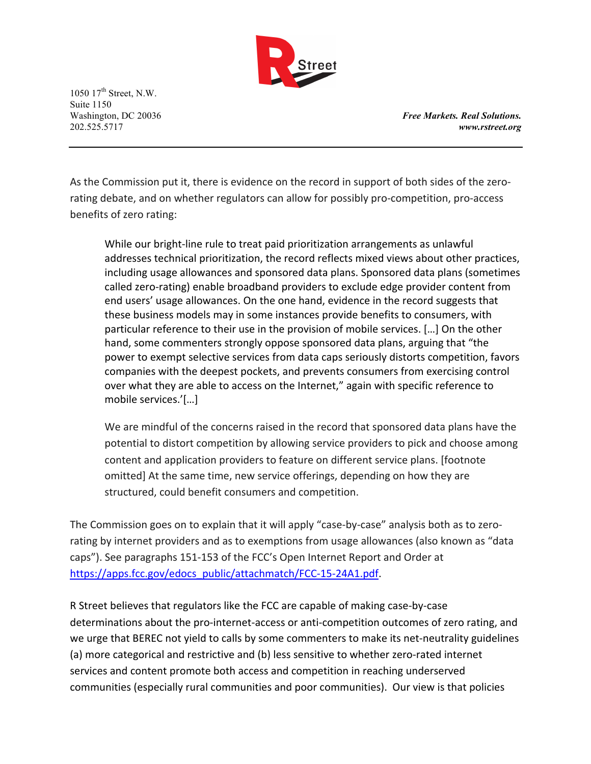As the Commission put it, there is evidence on the record in support of both sides of the zero-rating debate, and on whether regulators can allow for possibly pro-competition, pro-access benefits of zero rating:

> While our bright-line rule to treat paid prioritization arrangements as unlawful addresses technical prioritization, the record reflects mixed views about other practices, including usage allowances and sponsored data plans. Sponsored data plans (sometimes called zero-rating) enable broadband providers to exclude edge provider content from end users' usage allowances. On the one hand, evidence in the record suggests that these business models may in some instances provide benefits to consumers, with particular reference to their use in the provision of mobile services. […] On the other hand, some commenters strongly oppose sponsored data plans, arguing that "the power to exempt selective services from data caps seriously distorts competition, favors companies with the deepest pockets, and prevents consumers from exercising control over what they are able to access on the Internet," again with specific reference to mobile services.'[…]
>
> We are mindful of the concerns raised in the record that sponsored data plans have the potential to distort competition by allowing service providers to pick and choose among content and application providers to feature on different service plans. [footnote omitted] At the same time, new service offerings, depending on how they are structured, could benefit consumers and competition.

The Commission goes on to explain that it will apply "case-by-case" analysis both as to zero-rating by internet providers and as to exemptions from usage allowances (also known as "data caps"). See paragraphs 151-153 of the FCC's Open Internet Report and Order at [https://apps.fcc.gov/edocs_public/attachmatch/FCC-15-24A1.pdf](https://apps.fcc.gov/edocs_public/attachmatch/FCC-15-24A1.pdf).

R Street believes that regulators like the FCC are capable of making case-by-case determinations about the pro-internet-access or anti-competition outcomes of zero rating, and we urge that BEREC not yield to calls by some commenters to make its net-neutrality guidelines (a) more categorical and restrictive and (b) less sensitive to whether zero-rated internet services and content promote both access and competition in reaching underserved communities (especially rural communities and poor communities). Our view is that policies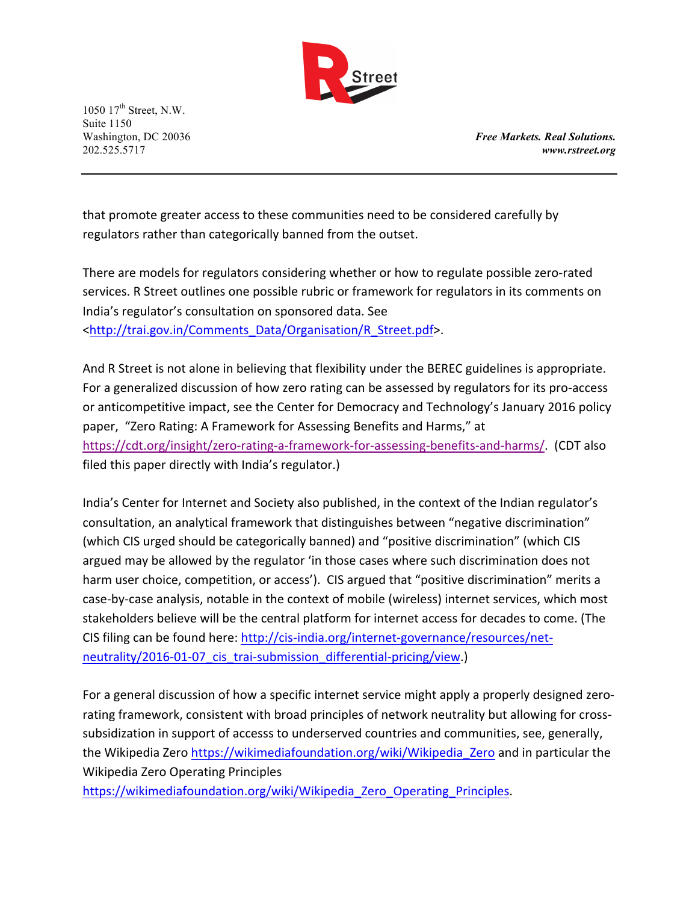that promote greater access to these communities need to be considered carefully by regulators rather than categorically banned from the outset.

There are models for regulators considering whether or how to regulate possible zero-rated services. R Street outlines one possible rubric or framework for regulators in its comments on India's regulator's consultation on sponsored data. See <http://trai.gov.in/Comments_Data/Organisation/R_Street.pdf>.

And R Street is not alone in believing that flexibility under the BEREC guidelines is appropriate. For a generalized discussion of how zero rating can be assessed by regulators for its pro-access or anticompetitive impact, see the Center for Democracy and Technology's January 2016 policy paper, "Zero Rating: A Framework for Assessing Benefits and Harms," at https://cdt.org/insight/zero-rating-a-framework-for-assessing-benefits-and-harms/. (CDT also filed this paper directly with India's regulator.)

India's Center for Internet and Society also published, in the context of the Indian regulator's consultation, an analytical framework that distinguishes between "negative discrimination" (which CIS urged should be categorically banned) and "positive discrimination" (which CIS argued may be allowed by the regulator 'in those cases where such discrimination does not harm user choice, competition, or access'). CIS argued that "positive discrimination" merits a case-by-case analysis, notable in the context of mobile (wireless) internet services, which most stakeholders believe will be the central platform for internet access for decades to come. (The CIS filing can be found here: http://cis-india.org/internet-governance/resources/net-neutrality/2016-01-07_cis_trai-submission_differential-pricing/view.)

For a general discussion of how a specific internet service might apply a properly designed zero-rating framework, consistent with broad principles of network neutrality but allowing for cross-subsidization in support of accesss to underserved countries and communities, see, generally, the Wikipedia Zero https://wikimediafoundation.org/wiki/Wikipedia_Zero and in particular the Wikipedia Zero Operating Principles https://wikimediafoundation.org/wiki/Wikipedia_Zero_Operating_Principles.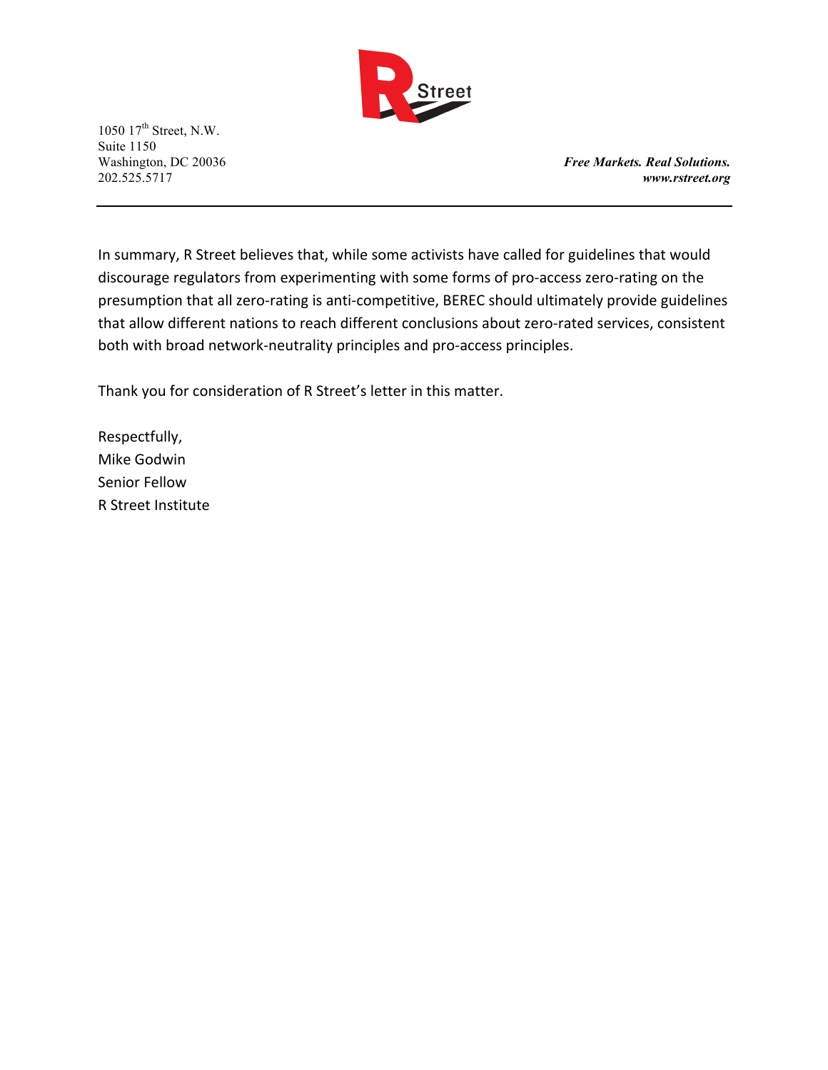1050 17th Street, N.W.
Suite 1150
Washington, DC 20036
202.525.5717

***Free Markets. Real Solutions.***
***www.rstreet.org***

---

In summary, R Street believes that, while some activists have called for guidelines that would discourage regulators from experimenting with some forms of pro-access zero-rating on the presumption that all zero-rating is anti-competitive, BEREC should ultimately provide guidelines that allow different nations to reach different conclusions about zero-rated services, consistent both with broad network-neutrality principles and pro-access principles.

Thank you for consideration of R Street's letter in this matter.

Respectfully,
Mike Godwin
Senior Fellow
R Street Institute